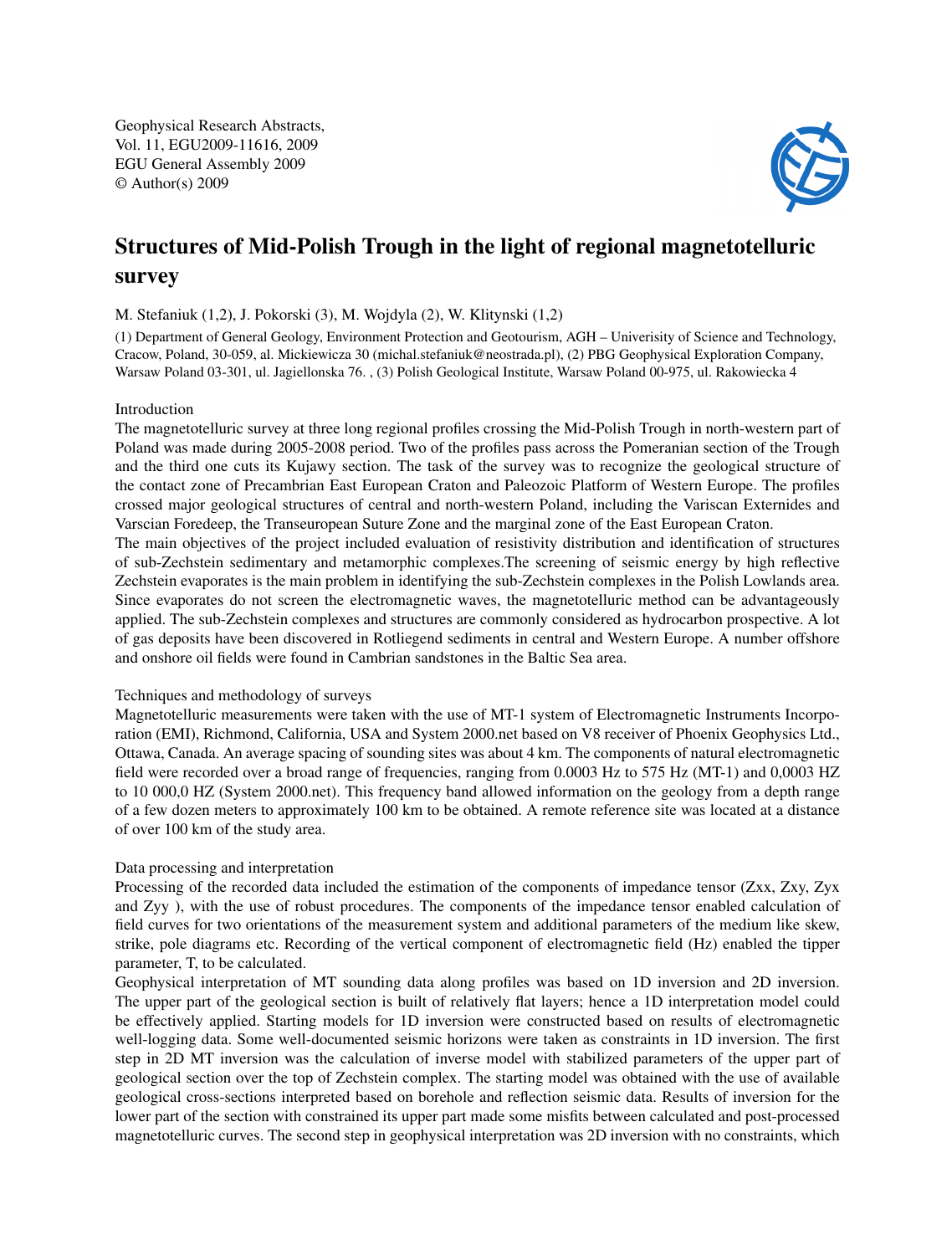Geophysical Research Abstracts,
Vol. 11, EGU2009-11616, 2009
EGU General Assembly 2009
© Author(s) 2009

# Structures of Mid-Polish Trough in the light of regional magnetotelluric survey

M. Stefaniuk (1,2), J. Pokorski (3), M. Wojdyla (2), W. Klitynski (1,2)

(1) Department of General Geology, Environment Protection and Geotourism, AGH – Univeristy of Science and Technology, Cracow, Poland, 30-059, al. Mickiewicza 30 (michal.stefaniuk@neostrada.pl), (2) PBG Geophysical Exploration Company, Warsaw Poland 03-301, ul. Jagiellonska 76. , (3) Polish Geological Institute, Warsaw Poland 00-975, ul. Rakowiecka 4

Introduction

The magnetotelluric survey at three long regional profiles crossing the Mid-Polish Trough in north-western part of Poland was made during 2005-2008 period. Two of the profiles pass across the Pomeranian section of the Trough and the third one cuts its Kujawy section. The task of the survey was to recognize the geological structure of the contact zone of Precambrian East European Craton and Paleozoic Platform of Western Europe. The profiles crossed major geological structures of central and north-western Poland, including the Variscan Externides and Varscian Foredeep, the Transeuropean Suture Zone and the marginal zone of the East European Craton.

The main objectives of the project included evaluation of resistivity distribution and identification of structures of sub-Zechstein sedimentary and metamorphic complexes.The screening of seismic energy by high reflective Zechstein evaporates is the main problem in identifying the sub-Zechstein complexes in the Polish Lowlands area. Since evaporates do not screen the electromagnetic waves, the magnetotelluric method can be advantageously applied. The sub-Zechstein complexes and structures are commonly considered as hydrocarbon prospective. A lot of gas deposits have been discovered in Rotliegend sediments in central and Western Europe. A number offshore and onshore oil fields were found in Cambrian sandstones in the Baltic Sea area.

Techniques and methodology of surveys

Magnetotelluric measurements were taken with the use of MT-1 system of Electromagnetic Instruments Incorporation (EMI), Richmond, California, USA and System 2000.net based on V8 receiver of Phoenix Geophysics Ltd., Ottawa, Canada. An average spacing of sounding sites was about 4 km. The components of natural electromagnetic field were recorded over a broad range of frequencies, ranging from 0.0003 Hz to 575 Hz (MT-1) and 0,0003 HZ to 10 000,0 HZ (System 2000.net). This frequency band allowed information on the geology from a depth range of a few dozen meters to approximately 100 km to be obtained. A remote reference site was located at a distance of over 100 km of the study area.

Data processing and interpretation

Processing of the recorded data included the estimation of the components of impedance tensor ($Z_{xx}$, $Z_{xy}$, $Z_{yx}$ and $Z_{yy}$ ), with the use of robust procedures. The components of the impedance tensor enabled calculation of field curves for two orientations of the measurement system and additional parameters of the medium like skew, strike, pole diagrams etc. Recording of the vertical component of electromagnetic field ($H_z$) enabled the tipper parameter, T, to be calculated.

Geophysical interpretation of MT sounding data along profiles was based on 1D inversion and 2D inversion. The upper part of the geological section is built of relatively flat layers; hence a 1D interpretation model could be effectively applied. Starting models for 1D inversion were constructed based on results of electromagnetic well-logging data. Some well-documented seismic horizons were taken as constraints in 1D inversion. The first step in 2D MT inversion was the calculation of inverse model with stabilized parameters of the upper part of geological section over the top of Zechstein complex. The starting model was obtained with the use of available geological cross-sections interpreted based on borehole and reflection seismic data. Results of inversion for the lower part of the section with constrained its upper part made some misfits between calculated and post-processed magnetotelluric curves. The second step in geophysical interpretation was 2D inversion with no constraints, which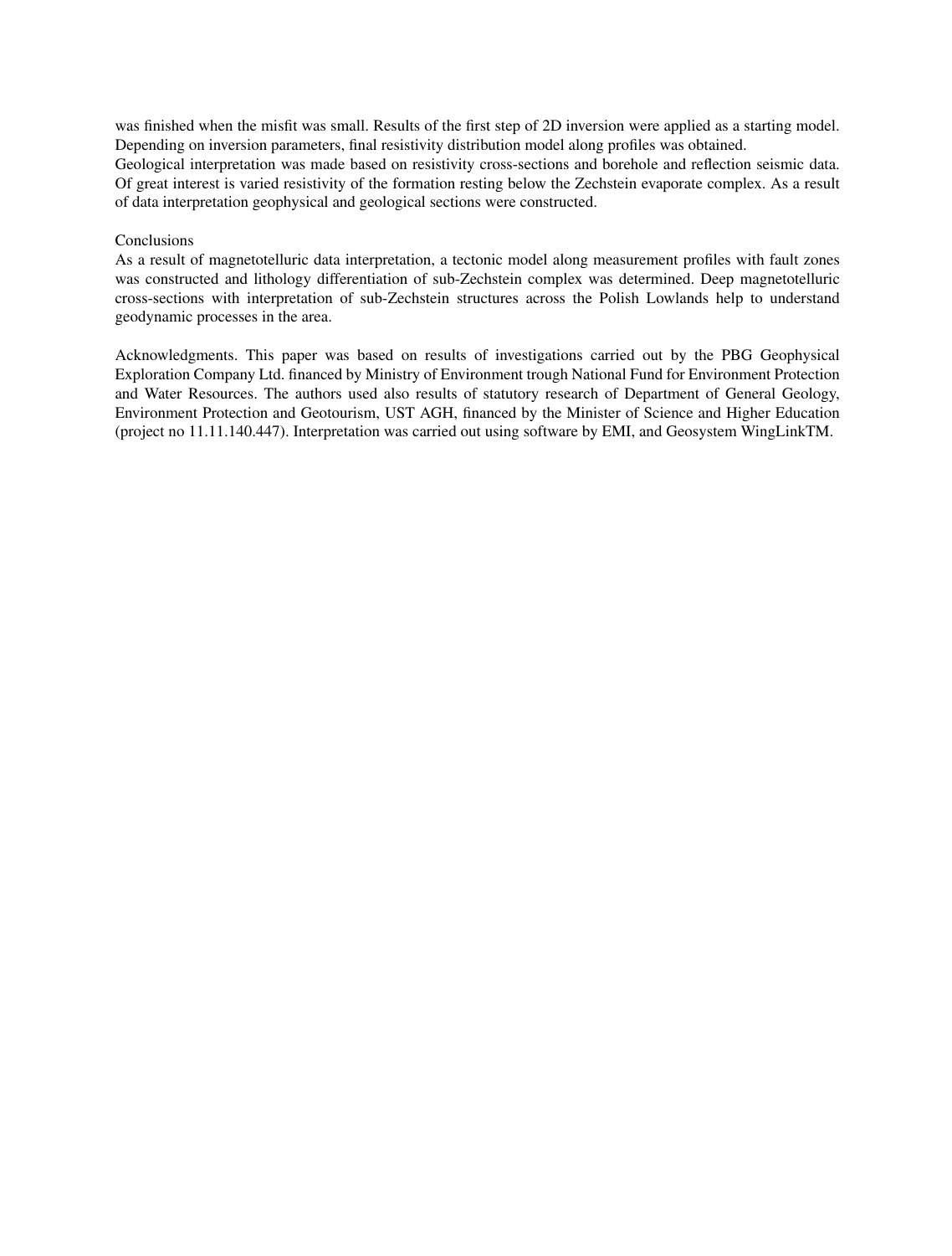was finished when the misfit was small. Results of the first step of 2D inversion were applied as a starting model. Depending on inversion parameters, final resistivity distribution model along profiles was obtained.
Geological interpretation was made based on resistivity cross-sections and borehole and reflection seismic data. Of great interest is varied resistivity of the formation resting below the Zechstein evaporate complex. As a result of data interpretation geophysical and geological sections were constructed.

## Conclusions

As a result of magnetotelluric data interpretation, a tectonic model along measurement profiles with fault zones was constructed and lithology differentiation of sub-Zechstein complex was determined. Deep magnetotelluric cross-sections with interpretation of sub-Zechstein structures across the Polish Lowlands help to understand geodynamic processes in the area.

Acknowledgments. This paper was based on results of investigations carried out by the PBG Geophysical Exploration Company Ltd. financed by Ministry of Environment trough National Fund for Environment Protection and Water Resources. The authors used also results of statutory research of Department of General Geology, Environment Protection and Geotourism, UST AGH, financed by the Minister of Science and Higher Education (project no 11.11.140.447). Interpretation was carried out using software by EMI, and Geosystem WingLinkTM.